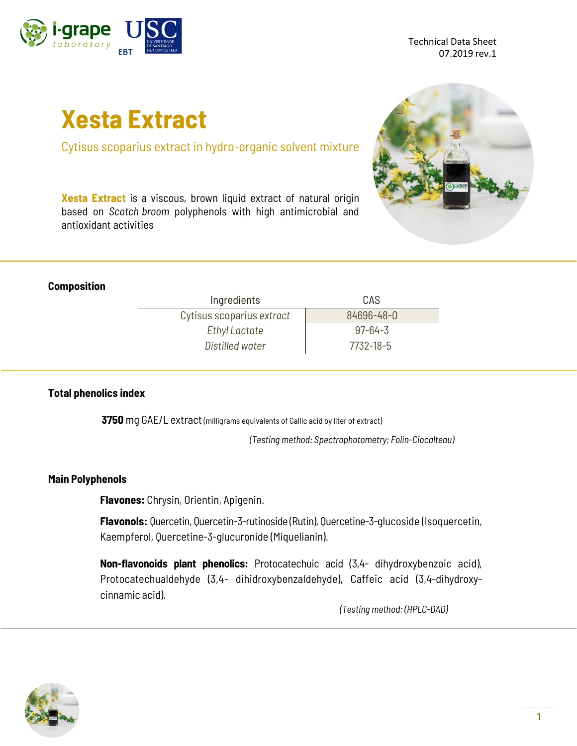Technical Data Sheet
07.2019 rev.1

# Xesta Extract

Cytisus scoparius extract in hydro-organic solvent mixture

**Xesta Extract** is a viscous, brown liquid extract of natural origin based on *Scotch broom* polyphenols with high antimicrobial and antioxidant activities

## Composition

| Ingredients | CAS |
|---|---|
| Cytisus scoparius *extract* | 84696-48-0 |
| *Ethyl Lactate* | 97-64-3 |
| *Distilled water* | 7732-18-5 |

## Total phenolics index

**3750** mg GAE/L extract (milligrams equivalents of Gallic acid by liter of extract)

*(Testing method: Spectrophotometry; Folin-Ciocalteau)*

## Main Polyphenols

**Flavones:** Chrysin, Orientin, Apigenin.

**Flavonols:** Quercetin, Quercetin-3-rutinoside (Rutin), Quercetine-3-glucoside (Isoquercetin, Kaempferol, Quercetine-3-glucuronide (Miquelianin).

**Non-flavonoids plant phenolics:** Protocatechuic acid (3,4- dihydroxybenzoic acid), Protocatechualdehyde (3,4- dihidroxybenzaldehyde), Caffeic acid (3,4-dihydroxy-cinnamic acid).

*(Testing method: (HPLC-DAD)*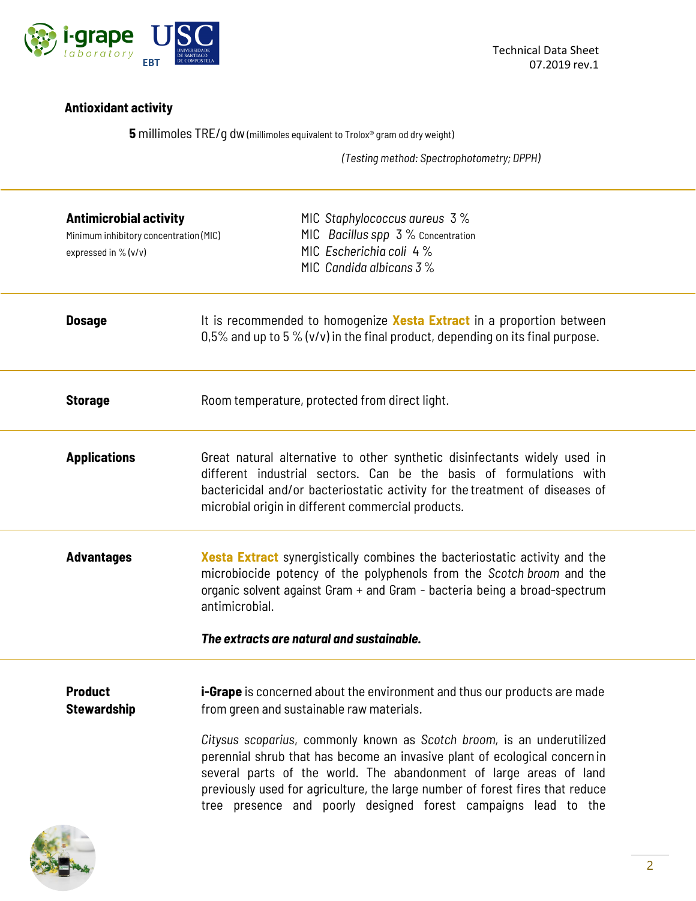**Antioxidant activity**

**5** millimoles TRE/g dw (millimoles equivalent to Trolox® gram od dry weight)

*(Testing method: Spectrophotometry; DPPH)*

---

**Antimicrobial activity**
Minimum inhibitory concentration (MIC) expressed in % (v/v)

MIC *Staphylococcus aureus* 3 %
MIC *Bacillus spp* 3 % Concentration
MIC *Escherichia coli* 4 %
MIC *Candida albicans* 3 %

---

**Dosage**

It is recommended to homogenize **Xesta Extract** in a proportion between 0,5% and up to 5 % (v/v) in the final product, depending on its final purpose.

---

**Storage**

Room temperature, protected from direct light.

---

**Applications**

Great natural alternative to other synthetic disinfectants widely used in different industrial sectors. Can be the basis of formulations with bactericidal and/or bacteriostatic activity for the treatment of diseases of microbial origin in different commercial products.

---

**Advantages**

**Xesta Extract** synergistically combines the bacteriostatic activity and the microbiocide potency of the polyphenols from the *Scotch broom* and the organic solvent against Gram + and Gram - bacteria being a broad-spectrum antimicrobial.

***The extracts are natural and sustainable.***

---

**Product Stewardship**

**i-Grape** is concerned about the environment and thus our products are made from green and sustainable raw materials.

*Citysus scoparius*, commonly known as *Scotch broom*, is an underutilized perennial shrub that has become an invasive plant of ecological concern in several parts of the world. The abandonment of large areas of land previously used for agriculture, the large number of forest fires that reduce tree presence and poorly designed forest campaigns lead to the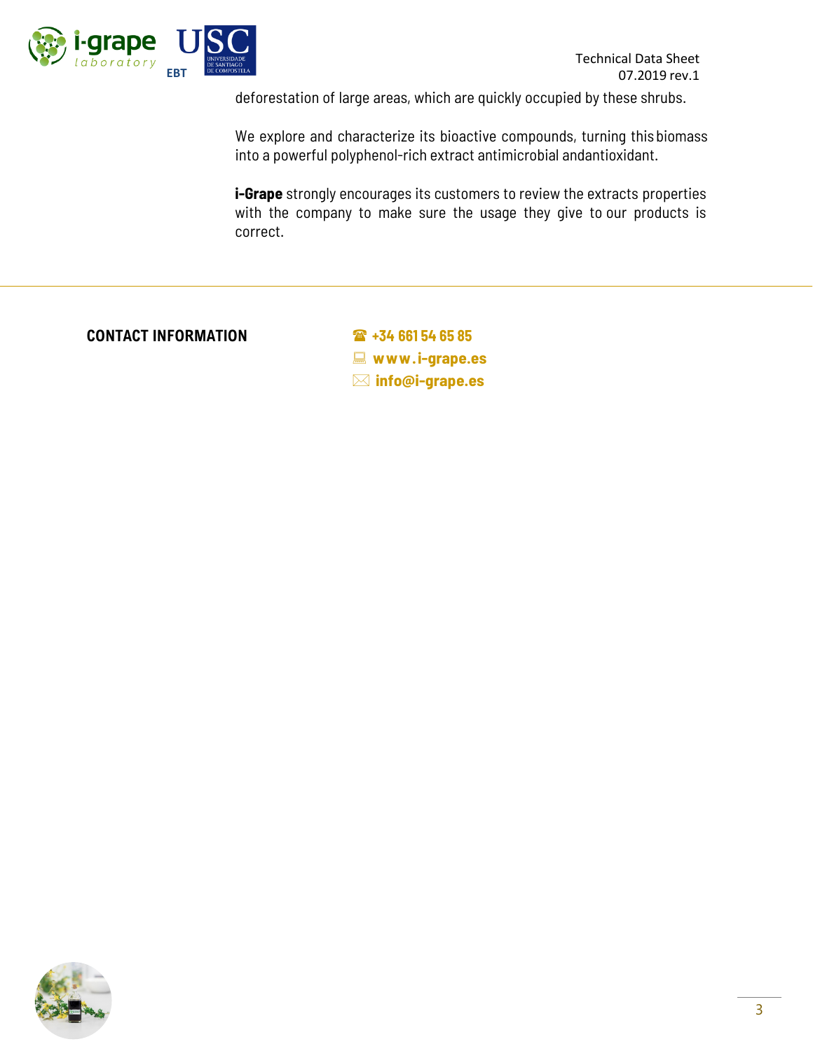deforestation of large areas, which are quickly occupied by these shrubs.

We explore and characterize its bioactive compounds, turning this biomass into a powerful polyphenol-rich extract antimicrobial andantioxidant.

**i-Grape** strongly encourages its customers to review the extracts properties with the company to make sure the usage they give to our products is correct.

**CONTACT INFORMATION**

☎ **+34 661 54 65 85**
**www.i-grape.es**
✉ **info@i-grape.es**